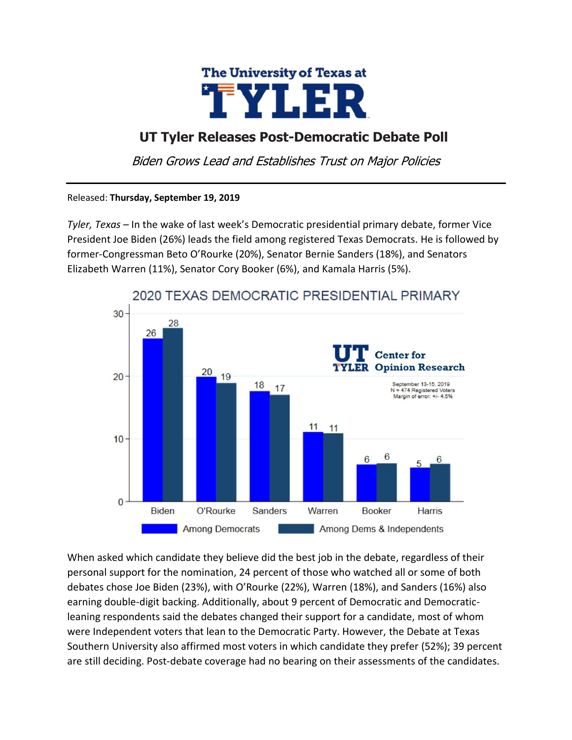The University of Texas at

# TYLER

## UT Tyler Releases Post-Democratic Debate Poll

*Biden Grows Lead and Establishes Trust on Major Policies*

---

Released: **Thursday, September 19, 2019**

*Tyler, Texas* – In the wake of last week's Democratic presidential primary debate, former Vice President Joe Biden (26%) leads the field among registered Texas Democrats. He is followed by former-Congressman Beto O'Rourke (20%), Senator Bernie Sanders (18%), and Senators Elizabeth Warren (11%), Senator Cory Booker (6%), and Kamala Harris (5%).

**2020 TEXAS DEMOCRATIC PRESIDENTIAL PRIMARY**

UT Tyler Center for Opinion Research

September 13-15, 2019
N = 474 Registered Voters
Margin of error: +/- 4.5%

| Candidate | Among Democrats | Among Dems & Independents |
| --- | --- | --- |
| Biden | 26 | 28 |
| O'Rourke | 20 | 19 |
| Sanders | 18 | 17 |
| Warren | 11 | 11 |
| Booker | 6 | 6 |
| Harris | 5 | 6 |

When asked which candidate they believe did the best job in the debate, regardless of their personal support for the nomination, 24 percent of those who watched all or some of both debates chose Joe Biden (23%), with O'Rourke (22%), Warren (18%), and Sanders (16%) also earning double-digit backing. Additionally, about 9 percent of Democratic and Democratic-leaning respondents said the debates changed their support for a candidate, most of whom were Independent voters that lean to the Democratic Party. However, the Debate at Texas Southern University also affirmed most voters in which candidate they prefer (52%); 39 percent are still deciding. Post-debate coverage had no bearing on their assessments of the candidates.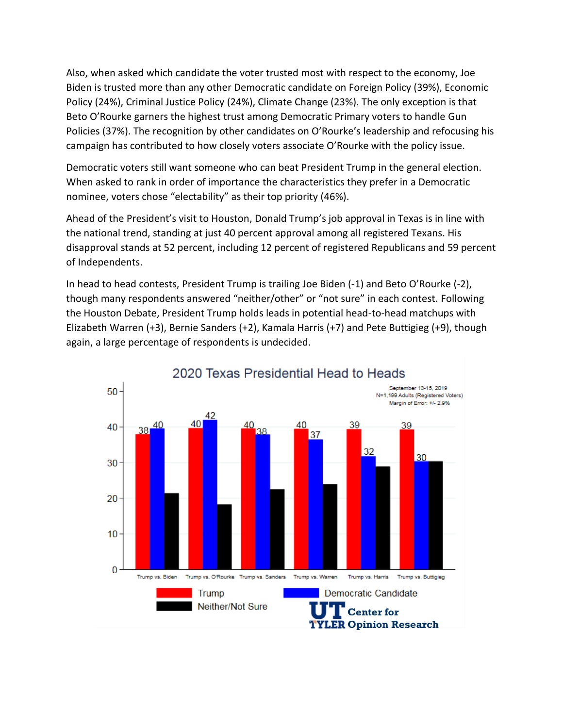Also, when asked which candidate the voter trusted most with respect to the economy, Joe Biden is trusted more than any other Democratic candidate on Foreign Policy (39%), Economic Policy (24%), Criminal Justice Policy (24%), Climate Change (23%). The only exception is that Beto O'Rourke garners the highest trust among Democratic Primary voters to handle Gun Policies (37%). The recognition by other candidates on O'Rourke's leadership and refocusing his campaign has contributed to how closely voters associate O'Rourke with the policy issue.

Democratic voters still want someone who can beat President Trump in the general election. When asked to rank in order of importance the characteristics they prefer in a Democratic nominee, voters chose "electability" as their top priority (46%).

Ahead of the President's visit to Houston, Donald Trump's job approval in Texas is in line with the national trend, standing at just 40 percent approval among all registered Texans. His disapproval stands at 52 percent, including 12 percent of registered Republicans and 59 percent of Independents.

In head to head contests, President Trump is trailing Joe Biden (-1) and Beto O'Rourke (-2), though many respondents answered "neither/other" or "not sure" in each contest. Following the Houston Debate, President Trump holds leads in potential head-to-head matchups with Elizabeth Warren (+3), Bernie Sanders (+2), Kamala Harris (+7) and Pete Buttigieg (+9), though again, a large percentage of respondents is undecided.

**2020 Texas Presidential Head to Heads**

September 13-15, 2019
N=1,199 Adults (Registered Voters)
Margin of Error: +/- 2.9%

| | Trump | Democratic Candidate |
|---|---|---|
| Trump vs. Biden | 38 | 40 |
| Trump vs. O'Rourke | 40 | 42 |
| Trump vs. Sanders | 40 | 38 |
| Trump vs. Warren | 40 | 37 |
| Trump vs. Harris | 39 | 32 |
| Trump vs. Buttigieg | 39 | 30 |

Trump | Democratic Candidate | Neither/Not Sure

UT TYLER Center for Opinion Research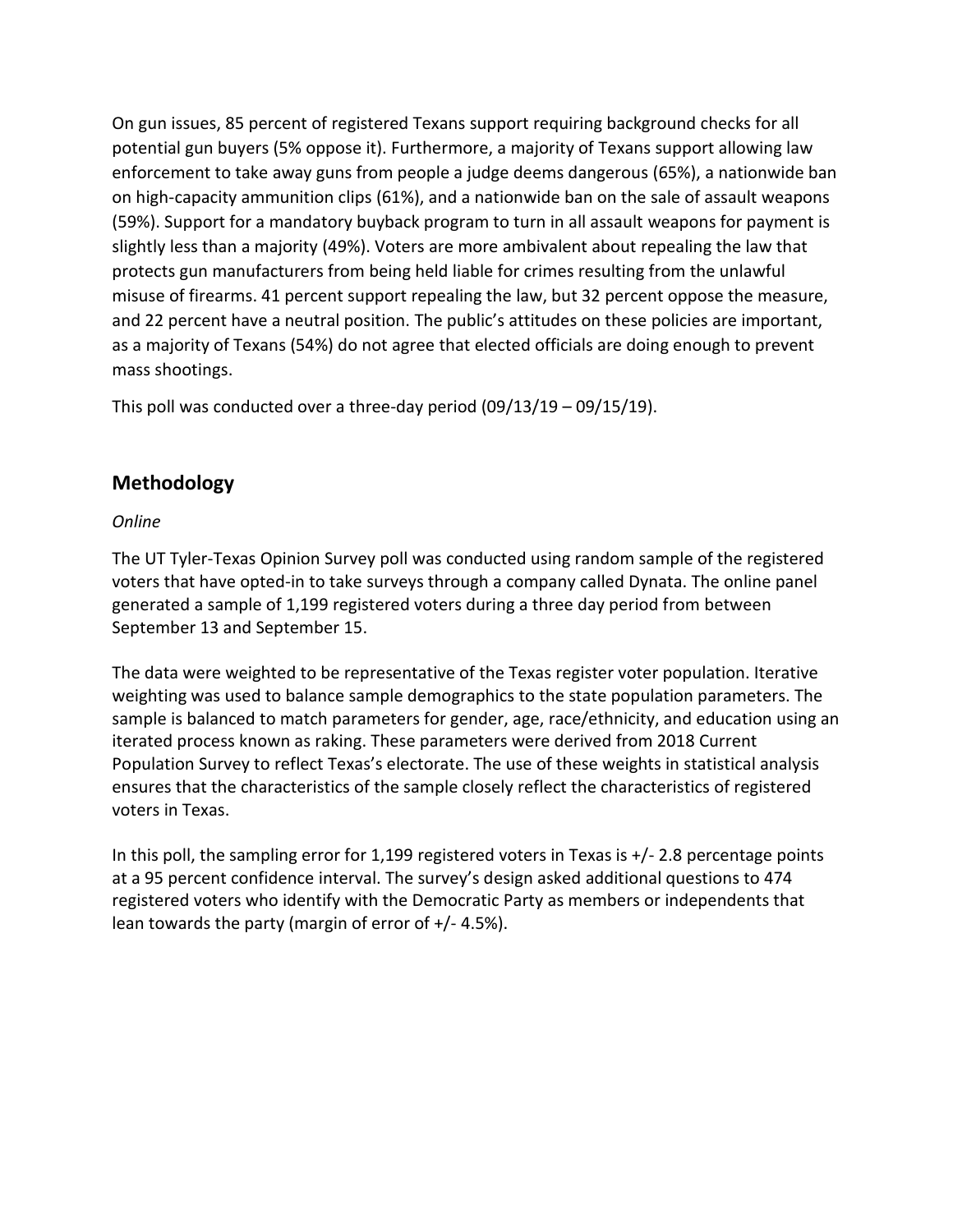On gun issues, 85 percent of registered Texans support requiring background checks for all potential gun buyers (5% oppose it). Furthermore, a majority of Texans support allowing law enforcement to take away guns from people a judge deems dangerous (65%), a nationwide ban on high-capacity ammunition clips (61%), and a nationwide ban on the sale of assault weapons (59%). Support for a mandatory buyback program to turn in all assault weapons for payment is slightly less than a majority (49%). Voters are more ambivalent about repealing the law that protects gun manufacturers from being held liable for crimes resulting from the unlawful misuse of firearms. 41 percent support repealing the law, but 32 percent oppose the measure, and 22 percent have a neutral position. The public's attitudes on these policies are important, as a majority of Texans (54%) do not agree that elected officials are doing enough to prevent mass shootings.

This poll was conducted over a three-day period (09/13/19 – 09/15/19).

## Methodology

*Online*

The UT Tyler-Texas Opinion Survey poll was conducted using random sample of the registered voters that have opted-in to take surveys through a company called Dynata. The online panel generated a sample of 1,199 registered voters during a three day period from between September 13 and September 15.

The data were weighted to be representative of the Texas register voter population. Iterative weighting was used to balance sample demographics to the state population parameters. The sample is balanced to match parameters for gender, age, race/ethnicity, and education using an iterated process known as raking. These parameters were derived from 2018 Current Population Survey to reflect Texas's electorate. The use of these weights in statistical analysis ensures that the characteristics of the sample closely reflect the characteristics of registered voters in Texas.

In this poll, the sampling error for 1,199 registered voters in Texas is +/- 2.8 percentage points at a 95 percent confidence interval. The survey's design asked additional questions to 474 registered voters who identify with the Democratic Party as members or independents that lean towards the party (margin of error of +/- 4.5%).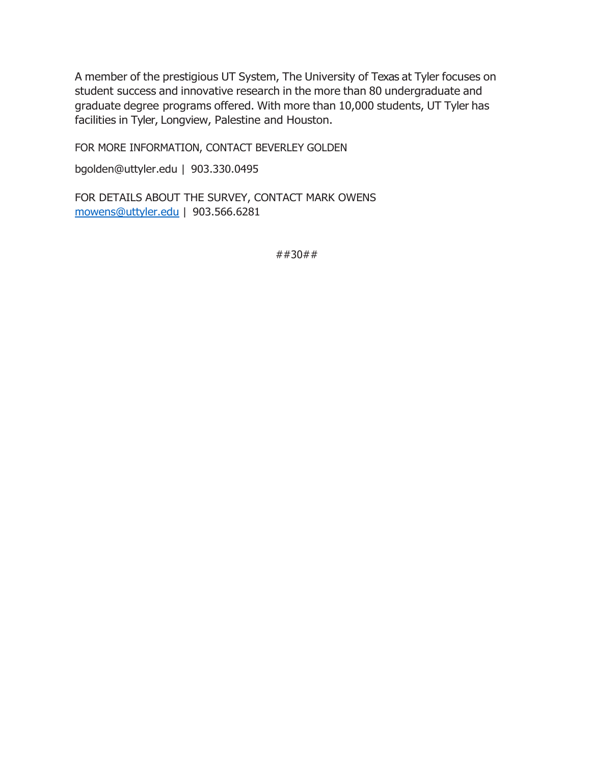A member of the prestigious UT System, The University of Texas at Tyler focuses on student success and innovative research in the more than 80 undergraduate and graduate degree programs offered. With more than 10,000 students, UT Tyler has facilities in Tyler, Longview, Palestine and Houston.

FOR MORE INFORMATION, CONTACT BEVERLEY GOLDEN

bgolden@uttyler.edu | 903.330.0495

FOR DETAILS ABOUT THE SURVEY, CONTACT MARK OWENS
mowens@uttyler.edu | 903.566.6281

##30##